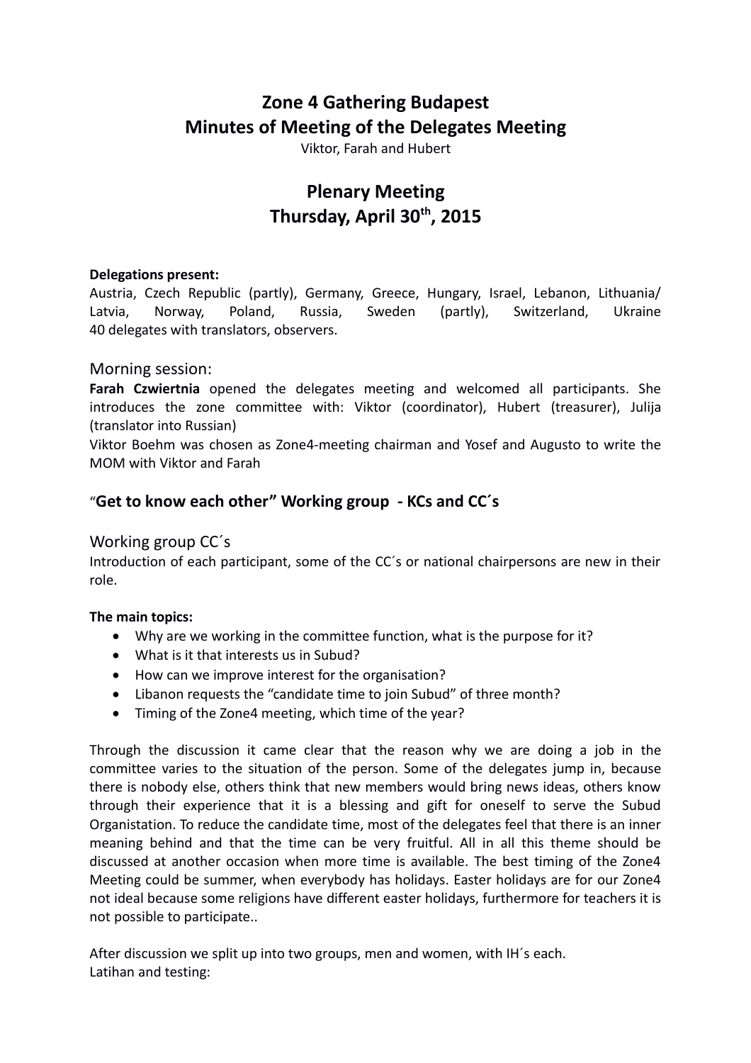# Zone 4 Gathering Budapest
# Minutes of Meeting of the Delegates Meeting

Viktor, Farah and Hubert

## Plenary Meeting
## Thursday, April 30th, 2015

**Delegations present:**

Austria, Czech Republic (partly), Germany, Greece, Hungary, Israel, Lebanon, Lithuania/ Latvia, Norway, Poland, Russia, Sweden (partly), Switzerland, Ukraine
40 delegates with translators, observers.

### Morning session:

**Farah Czwiertnia** opened the delegates meeting and welcomed all participants. She introduces the zone committee with: Viktor (coordinator), Hubert (treasurer), Julija (translator into Russian)

Viktor Boehm was chosen as Zone4-meeting chairman and Yosef and Augusto to write the MOM with Viktor and Farah

### "Get to know each other" Working group - KCs and CC´s

### Working group CC´s

Introduction of each participant, some of the CC´s or national chairpersons are new in their role.

**The main topics:**

- Why are we working in the committee function, what is the purpose for it?
- What is it that interests us in Subud?
- How can we improve interest for the organisation?
- Libanon requests the "candidate time to join Subud" of three month?
- Timing of the Zone4 meeting, which time of the year?

Through the discussion it came clear that the reason why we are doing a job in the committee varies to the situation of the person. Some of the delegates jump in, because there is nobody else, others think that new members would bring news ideas, others know through their experience that it is a blessing and gift for oneself to serve the Subud Organistation. To reduce the candidate time, most of the delegates feel that there is an inner meaning behind and that the time can be very fruitful. All in all this theme should be discussed at another occasion when more time is available. The best timing of the Zone4 Meeting could be summer, when everybody has holidays. Easter holidays are for our Zone4 not ideal because some religions have different easter holidays, furthermore for teachers it is not possible to participate..

After discussion we split up into two groups, men and women, with IH´s each.
Latihan and testing: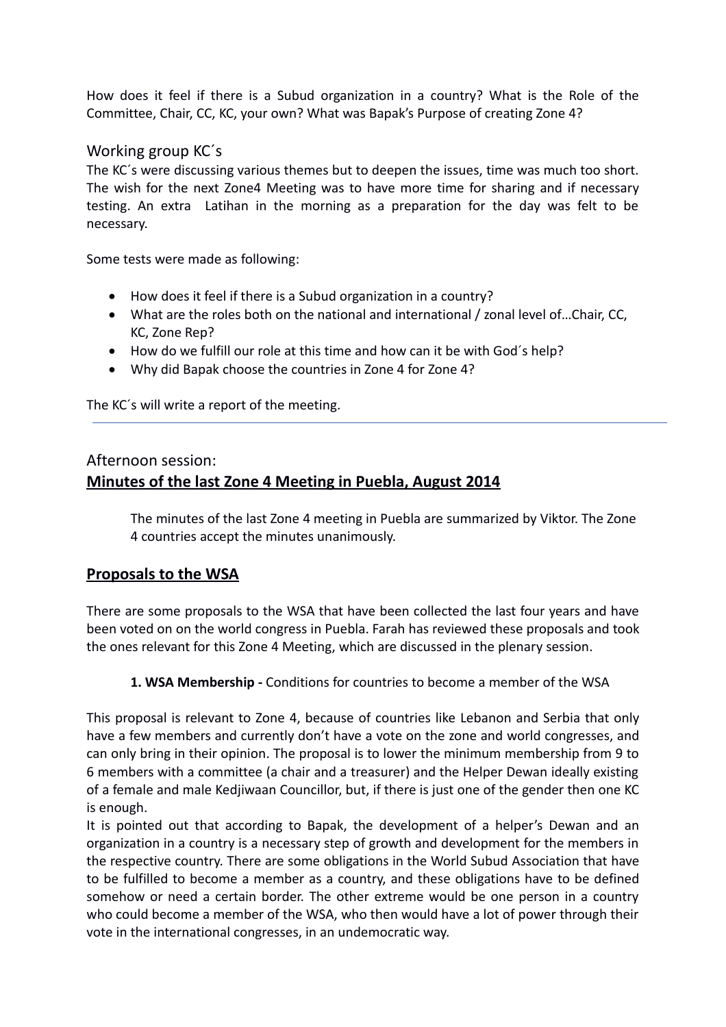How does it feel if there is a Subud organization in a country? What is the Role of the Committee, Chair, CC, KC, your own? What was Bapak's Purpose of creating Zone 4?

## Working group KC´s

The KC´s were discussing various themes but to deepen the issues, time was much too short. The wish for the next Zone4 Meeting was to have more time for sharing and if necessary testing. An extra Latihan in the morning as a preparation for the day was felt to be necessary.

Some tests were made as following:

- How does it feel if there is a Subud organization in a country?
- What are the roles both on the national and international / zonal level of…Chair, CC, KC, Zone Rep?
- How do we fulfill our role at this time and how can it be with God´s help?
- Why did Bapak choose the countries in Zone 4 for Zone 4?

The KC´s will write a report of the meeting.

---

## Afternoon session:

## **<u>Minutes of the last Zone 4 Meeting in Puebla, August 2014</u>**

> The minutes of the last Zone 4 meeting in Puebla are summarized by Viktor. The Zone 4 countries accept the minutes unanimously.

## **<u>Proposals to the WSA</u>**

There are some proposals to the WSA that have been collected the last four years and have been voted on on the world congress in Puebla. Farah has reviewed these proposals and took the ones relevant for this Zone 4 Meeting, which are discussed in the plenary session.

> **1. WSA Membership -** Conditions for countries to become a member of the WSA

This proposal is relevant to Zone 4, because of countries like Lebanon and Serbia that only have a few members and currently don't have a vote on the zone and world congresses, and can only bring in their opinion. The proposal is to lower the minimum membership from 9 to 6 members with a committee (a chair and a treasurer) and the Helper Dewan ideally existing of a female and male Kedjiwaan Councillor, but, if there is just one of the gender then one KC is enough.

It is pointed out that according to Bapak, the development of a helper's Dewan and an organization in a country is a necessary step of growth and development for the members in the respective country. There are some obligations in the World Subud Association that have to be fulfilled to become a member as a country, and these obligations have to be defined somehow or need a certain border. The other extreme would be one person in a country who could become a member of the WSA, who then would have a lot of power through their vote in the international congresses, in an undemocratic way.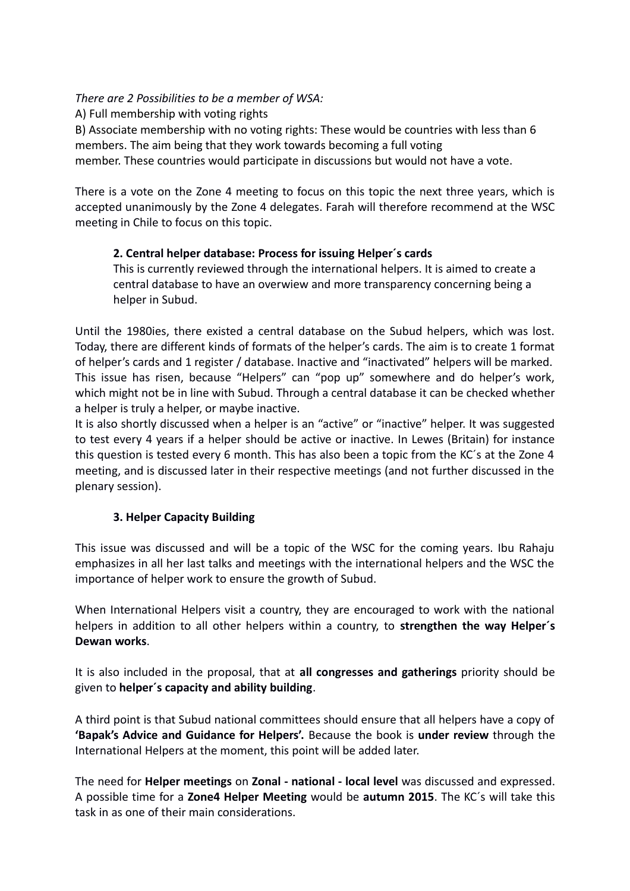*There are 2 Possibilities to be a member of WSA:*

A) Full membership with voting rights

B) Associate membership with no voting rights: These would be countries with less than 6 members. The aim being that they work towards becoming a full voting member. These countries would participate in discussions but would not have a vote.

There is a vote on the Zone 4 meeting to focus on this topic the next three years, which is accepted unanimously by the Zone 4 delegates. Farah will therefore recommend at the WSC meeting in Chile to focus on this topic.

**2. Central helper database: Process for issuing Helper´s cards**

This is currently reviewed through the international helpers. It is aimed to create a central database to have an overwiew and more transparency concerning being a helper in Subud.

Until the 1980ies, there existed a central database on the Subud helpers, which was lost. Today, there are different kinds of formats of the helper's cards. The aim is to create 1 format of helper's cards and 1 register / database. Inactive and "inactivated" helpers will be marked. This issue has risen, because "Helpers" can "pop up" somewhere and do helper's work, which might not be in line with Subud. Through a central database it can be checked whether a helper is truly a helper, or maybe inactive.

It is also shortly discussed when a helper is an "active" or "inactive" helper. It was suggested to test every 4 years if a helper should be active or inactive. In Lewes (Britain) for instance this question is tested every 6 month. This has also been a topic from the KC´s at the Zone 4 meeting, and is discussed later in their respective meetings (and not further discussed in the plenary session).

**3. Helper Capacity Building**

This issue was discussed and will be a topic of the WSC for the coming years. Ibu Rahaju emphasizes in all her last talks and meetings with the international helpers and the WSC the importance of helper work to ensure the growth of Subud.

When International Helpers visit a country, they are encouraged to work with the national helpers in addition to all other helpers within a country, to **strengthen the way Helper´s Dewan works**.

It is also included in the proposal, that at **all congresses and gatherings** priority should be given to **helper´s capacity and ability building**.

A third point is that Subud national committees should ensure that all helpers have a copy of **'Bapak's Advice and Guidance for Helpers'.** Because the book is **under review** through the International Helpers at the moment, this point will be added later.

The need for **Helper meetings** on **Zonal - national - local level** was discussed and expressed. A possible time for a **Zone4 Helper Meeting** would be **autumn 2015**. The KC´s will take this task in as one of their main considerations.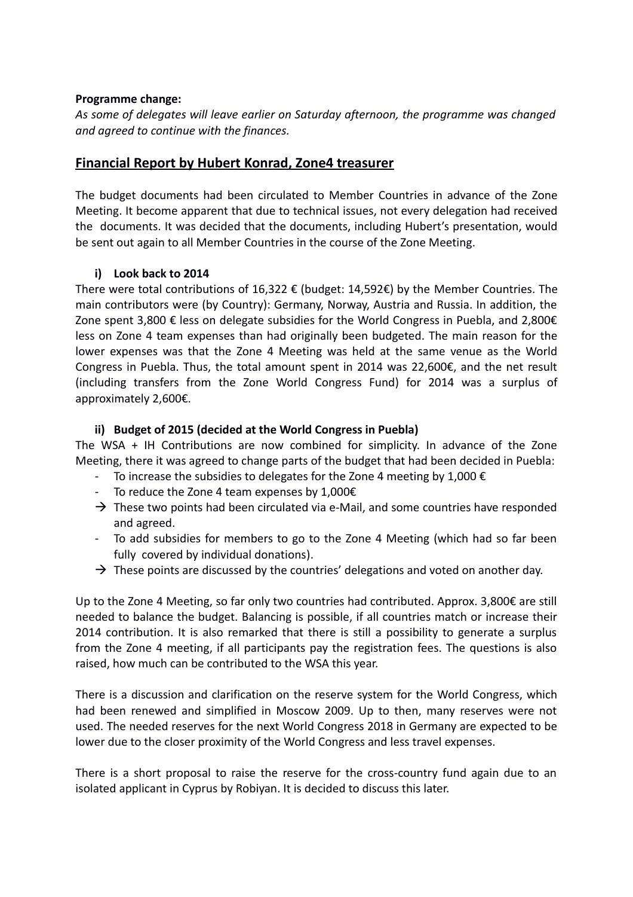**Programme change:**

*As some of delegates will leave earlier on Saturday afternoon, the programme was changed and agreed to continue with the finances.*

## Financial Report by Hubert Konrad, Zone4 treasurer

The budget documents had been circulated to Member Countries in advance of the Zone Meeting. It become apparent that due to technical issues, not every delegation had received the documents. It was decided that the documents, including Hubert's presentation, would be sent out again to all Member Countries in the course of the Zone Meeting.

### i) Look back to 2014

There were total contributions of 16,322 € (budget: 14,592€) by the Member Countries. The main contributors were (by Country): Germany, Norway, Austria and Russia. In addition, the Zone spent 3,800 € less on delegate subsidies for the World Congress in Puebla, and 2,800€ less on Zone 4 team expenses than had originally been budgeted. The main reason for the lower expenses was that the Zone 4 Meeting was held at the same venue as the World Congress in Puebla. Thus, the total amount spent in 2014 was 22,600€, and the net result (including transfers from the Zone World Congress Fund) for 2014 was a surplus of approximately 2,600€.

### ii) Budget of 2015 (decided at the World Congress in Puebla)

The WSA + IH Contributions are now combined for simplicity. In advance of the Zone Meeting, there it was agreed to change parts of the budget that had been decided in Puebla:

- To increase the subsidies to delegates for the Zone 4 meeting by 1,000 €
- To reduce the Zone 4 team expenses by 1,000€
- → These two points had been circulated via e-Mail, and some countries have responded and agreed.
- To add subsidies for members to go to the Zone 4 Meeting (which had so far been fully covered by individual donations).
- → These points are discussed by the countries' delegations and voted on another day.

Up to the Zone 4 Meeting, so far only two countries had contributed. Approx. 3,800€ are still needed to balance the budget. Balancing is possible, if all countries match or increase their 2014 contribution. It is also remarked that there is still a possibility to generate a surplus from the Zone 4 meeting, if all participants pay the registration fees. The questions is also raised, how much can be contributed to the WSA this year.

There is a discussion and clarification on the reserve system for the World Congress, which had been renewed and simplified in Moscow 2009. Up to then, many reserves were not used. The needed reserves for the next World Congress 2018 in Germany are expected to be lower due to the closer proximity of the World Congress and less travel expenses.

There is a short proposal to raise the reserve for the cross-country fund again due to an isolated applicant in Cyprus by Robiyan. It is decided to discuss this later.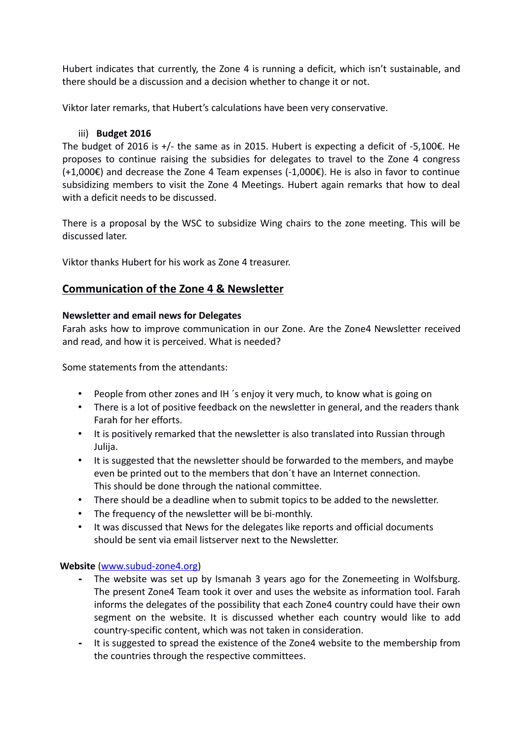Hubert indicates that currently, the Zone 4 is running a deficit, which isn't sustainable, and there should be a discussion and a decision whether to change it or not.

Viktor later remarks, that Hubert's calculations have been very conservative.

iii) **Budget 2016**

The budget of 2016 is +/- the same as in 2015. Hubert is expecting a deficit of -5,100€. He proposes to continue raising the subsidies for delegates to travel to the Zone 4 congress (+1,000€) and decrease the Zone 4 Team expenses (-1,000€). He is also in favor to continue subsidizing members to visit the Zone 4 Meetings. Hubert again remarks that how to deal with a deficit needs to be discussed.

There is a proposal by the WSC to subsidize Wing chairs to the zone meeting. This will be discussed later.

Viktor thanks Hubert for his work as Zone 4 treasurer.

## Communication of the Zone 4 & Newsletter

**Newsletter and email news for Delegates**

Farah asks how to improve communication in our Zone. Are the Zone4 Newsletter received and read, and how it is perceived. What is needed?

Some statements from the attendants:

- People from other zones and IH ´s enjoy it very much, to know what is going on
- There is a lot of positive feedback on the newsletter in general, and the readers thank Farah for her efforts.
- It is positively remarked that the newsletter is also translated into Russian through Julija.
- It is suggested that the newsletter should be forwarded to the members, and maybe even be printed out to the members that don´t have an Internet connection. This should be done through the national committee.
- There should be a deadline when to submit topics to be added to the newsletter.
- The frequency of the newsletter will be bi-monthly.
- It was discussed that News for the delegates like reports and official documents should be sent via email listserver next to the Newsletter.

**Website** ([www.subud-zone4.org](www.subud-zone4.org))

- The website was set up by Ismanah 3 years ago for the Zonemeeting in Wolfsburg. The present Zone4 Team took it over and uses the website as information tool. Farah informs the delegates of the possibility that each Zone4 country could have their own segment on the website. It is discussed whether each country would like to add country-specific content, which was not taken in consideration.
- It is suggested to spread the existence of the Zone4 website to the membership from the countries through the respective committees.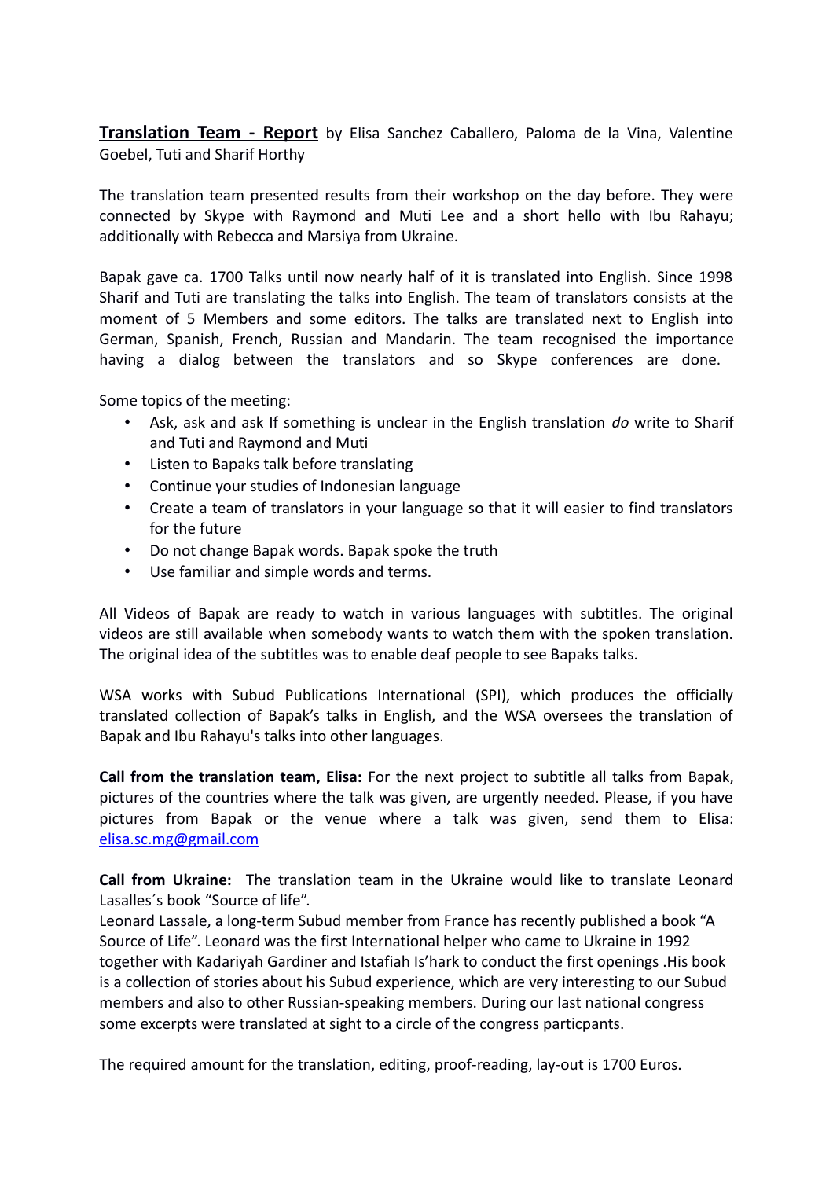**Translation Team - Report** by Elisa Sanchez Caballero, Paloma de la Vina, Valentine Goebel, Tuti and Sharif Horthy

The translation team presented results from their workshop on the day before. They were connected by Skype with Raymond and Muti Lee and a short hello with Ibu Rahayu; additionally with Rebecca and Marsiya from Ukraine.

Bapak gave ca. 1700 Talks until now nearly half of it is translated into English. Since 1998 Sharif and Tuti are translating the talks into English. The team of translators consists at the moment of 5 Members and some editors. The talks are translated next to English into German, Spanish, French, Russian and Mandarin. The team recognised the importance having a dialog between the translators and so Skype conferences are done.

Some topics of the meeting:

- Ask, ask and ask If something is unclear in the English translation *do* write to Sharif and Tuti and Raymond and Muti
- Listen to Bapaks talk before translating
- Continue your studies of Indonesian language
- Create a team of translators in your language so that it will easier to find translators for the future
- Do not change Bapak words. Bapak spoke the truth
- Use familiar and simple words and terms.

All Videos of Bapak are ready to watch in various languages with subtitles. The original videos are still available when somebody wants to watch them with the spoken translation. The original idea of the subtitles was to enable deaf people to see Bapaks talks.

WSA works with Subud Publications International (SPI), which produces the officially translated collection of Bapak's talks in English, and the WSA oversees the translation of Bapak and Ibu Rahayu's talks into other languages.

**Call from the translation team, Elisa:** For the next project to subtitle all talks from Bapak, pictures of the countries where the talk was given, are urgently needed. Please, if you have pictures from Bapak or the venue where a talk was given, send them to Elisa: elisa.sc.mg@gmail.com

**Call from Ukraine:** The translation team in the Ukraine would like to translate Leonard Lasalles´s book "Source of life".
Leonard Lassale, a long-term Subud member from France has recently published a book "A Source of Life". Leonard was the first International helper who came to Ukraine in 1992 together with Kadariyah Gardiner and Istafiah Is'hark to conduct the first openings .His book is a collection of stories about his Subud experience, which are very interesting to our Subud members and also to other Russian-speaking members. During our last national congress some excerpts were translated at sight to a circle of the congress particpants.

The required amount for the translation, editing, proof-reading, lay-out is 1700 Euros.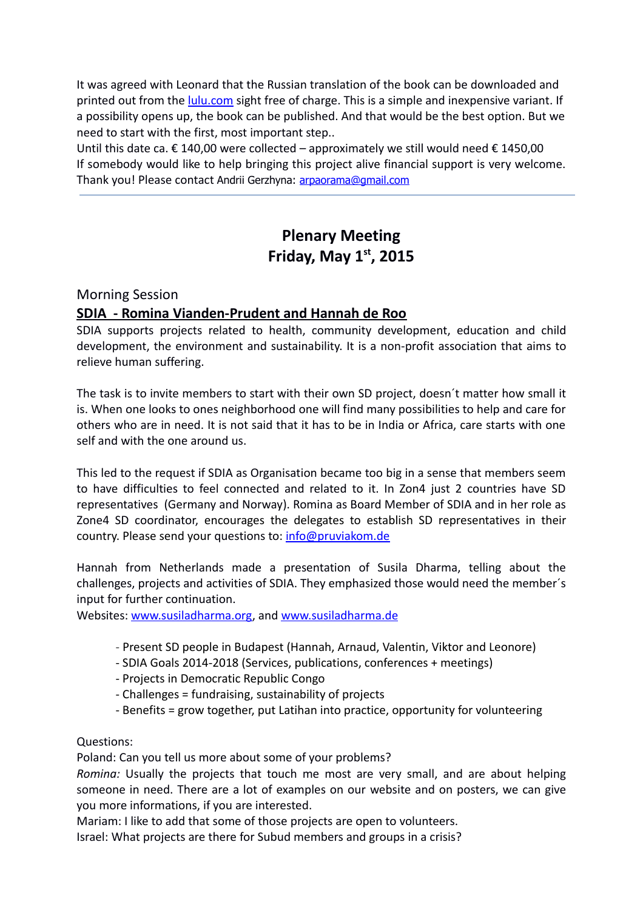It was agreed with Leonard that the Russian translation of the book can be downloaded and printed out from the [lulu.com](http://lulu.com) sight free of charge. This is a simple and inexpensive variant. If a possibility opens up, the book can be published. And that would be the best option. But we need to start with the first, most important step..

Until this date ca. € 140,00 were collected – approximately we still would need € 1450,00

If somebody would like to help bringing this project alive financial support is very welcome. Thank you! Please contact Andrii Gerzhyna: arpaorama@gmail.com

---

## Plenary Meeting
## Friday, May 1st, 2015

Morning Session

**SDIA - Romina Vianden-Prudent and Hannah de Roo**

SDIA supports projects related to health, community development, education and child development, the environment and sustainability. It is a non-profit association that aims to relieve human suffering.

The task is to invite members to start with their own SD project, doesn´t matter how small it is. When one looks to ones neighborhood one will find many possibilities to help and care for others who are in need. It is not said that it has to be in India or Africa, care starts with one self and with the one around us.

This led to the request if SDIA as Organisation became too big in a sense that members seem to have difficulties to feel connected and related to it. In Zon4 just 2 countries have SD representatives (Germany and Norway). Romina as Board Member of SDIA and in her role as Zone4 SD coordinator, encourages the delegates to establish SD representatives in their country. Please send your questions to: info@pruviakom.de

Hannah from Netherlands made a presentation of Susila Dharma, telling about the challenges, projects and activities of SDIA. They emphasized those would need the member´s input for further continuation.

Websites: www.susiladharma.org, and www.susiladharma.de

- Present SD people in Budapest (Hannah, Arnaud, Valentin, Viktor and Leonore)
- SDIA Goals 2014-2018 (Services, publications, conferences + meetings)
- Projects in Democratic Republic Congo
- Challenges = fundraising, sustainability of projects
- Benefits = grow together, put Latihan into practice, opportunity for volunteering

Questions:

Poland: Can you tell us more about some of your problems?

*Romina:* Usually the projects that touch me most are very small, and are about helping someone in need. There are a lot of examples on our website and on posters, we can give you more informations, if you are interested.

Mariam: I like to add that some of those projects are open to volunteers.

Israel: What projects are there for Subud members and groups in a crisis?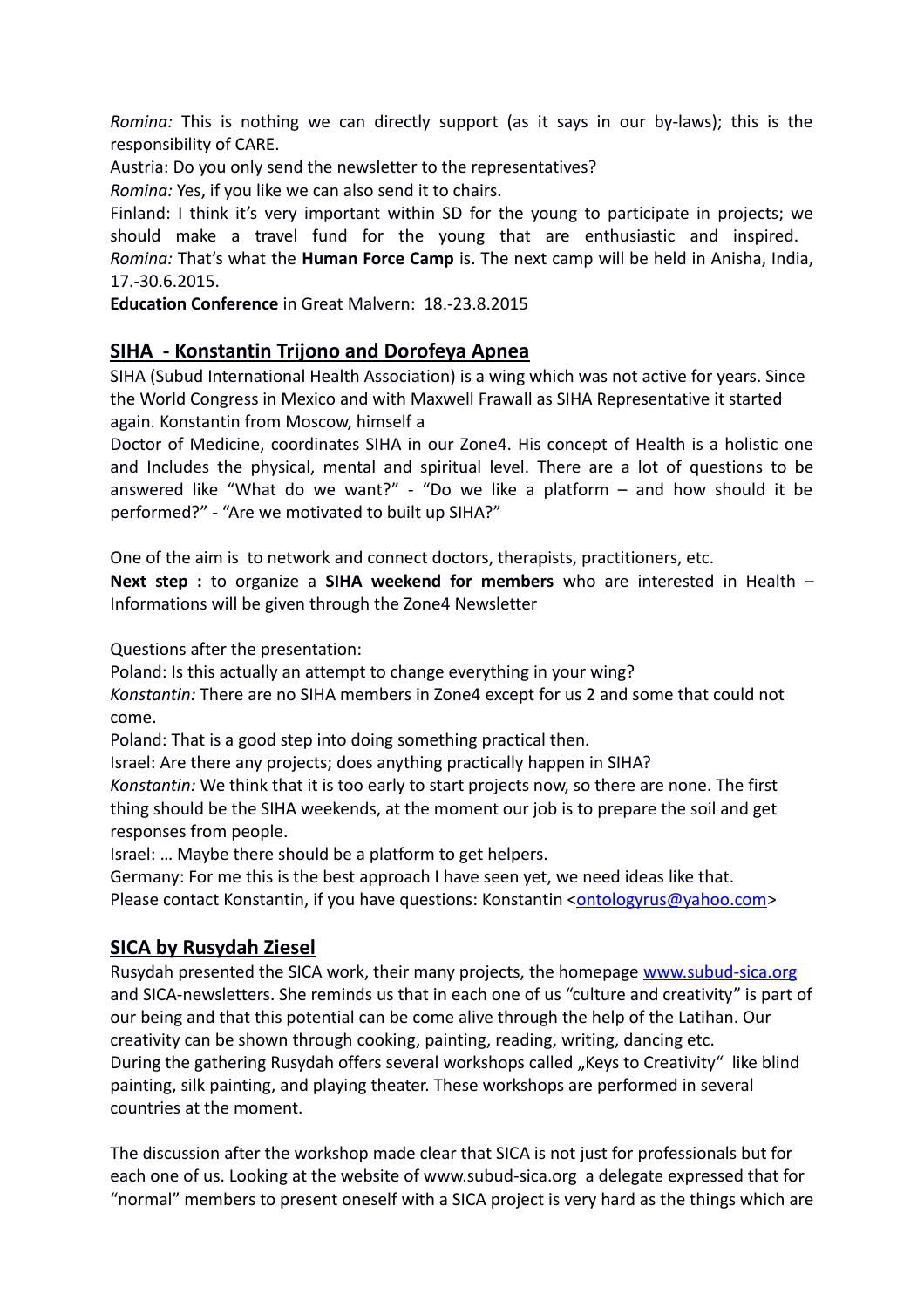*Romina:* This is nothing we can directly support (as it says in our by-laws); this is the responsibility of CARE.

Austria: Do you only send the newsletter to the representatives?

*Romina:* Yes, if you like we can also send it to chairs.

Finland: I think it's very important within SD for the young to participate in projects; we should make a travel fund for the young that are enthusiastic and inspired.

*Romina:* That's what the **Human Force Camp** is. The next camp will be held in Anisha, India, 17.-30.6.2015.

**Education Conference** in Great Malvern: 18.-23.8.2015

## SIHA - Konstantin Trijono and Dorofeya Apnea

SIHA (Subud International Health Association) is a wing which was not active for years. Since the World Congress in Mexico and with Maxwell Frawall as SIHA Representative it started again. Konstantin from Moscow, himself a

Doctor of Medicine, coordinates SIHA in our Zone4. His concept of Health is a holistic one and Includes the physical, mental and spiritual level. There are a lot of questions to be answered like "What do we want?" - "Do we like a platform – and how should it be performed?" - "Are we motivated to built up SIHA?"

One of the aim is to network and connect doctors, therapists, practitioners, etc.

**Next step :** to organize a **SIHA weekend for members** who are interested in Health – Informations will be given through the Zone4 Newsletter

Questions after the presentation:

Poland: Is this actually an attempt to change everything in your wing?

*Konstantin:* There are no SIHA members in Zone4 except for us 2 and some that could not come.

Poland: That is a good step into doing something practical then.

Israel: Are there any projects; does anything practically happen in SIHA?

*Konstantin:* We think that it is too early to start projects now, so there are none. The first thing should be the SIHA weekends, at the moment our job is to prepare the soil and get responses from people.

Israel: … Maybe there should be a platform to get helpers.

Germany: For me this is the best approach I have seen yet, we need ideas like that.

Please contact Konstantin, if you have questions: Konstantin <ontologyrus@yahoo.com>

## SICA by Rusydah Ziesel

Rusydah presented the SICA work, their many projects, the homepage www.subud-sica.org and SICA-newsletters. She reminds us that in each one of us "culture and creativity" is part of our being and that this potential can be come alive through the help of the Latihan. Our creativity can be shown through cooking, painting, reading, writing, dancing etc.

During the gathering Rusydah offers several workshops called „Keys to Creativity" like blind painting, silk painting, and playing theater. These workshops are performed in several countries at the moment.

The discussion after the workshop made clear that SICA is not just for professionals but for each one of us. Looking at the website of www.subud-sica.org a delegate expressed that for "normal" members to present oneself with a SICA project is very hard as the things which are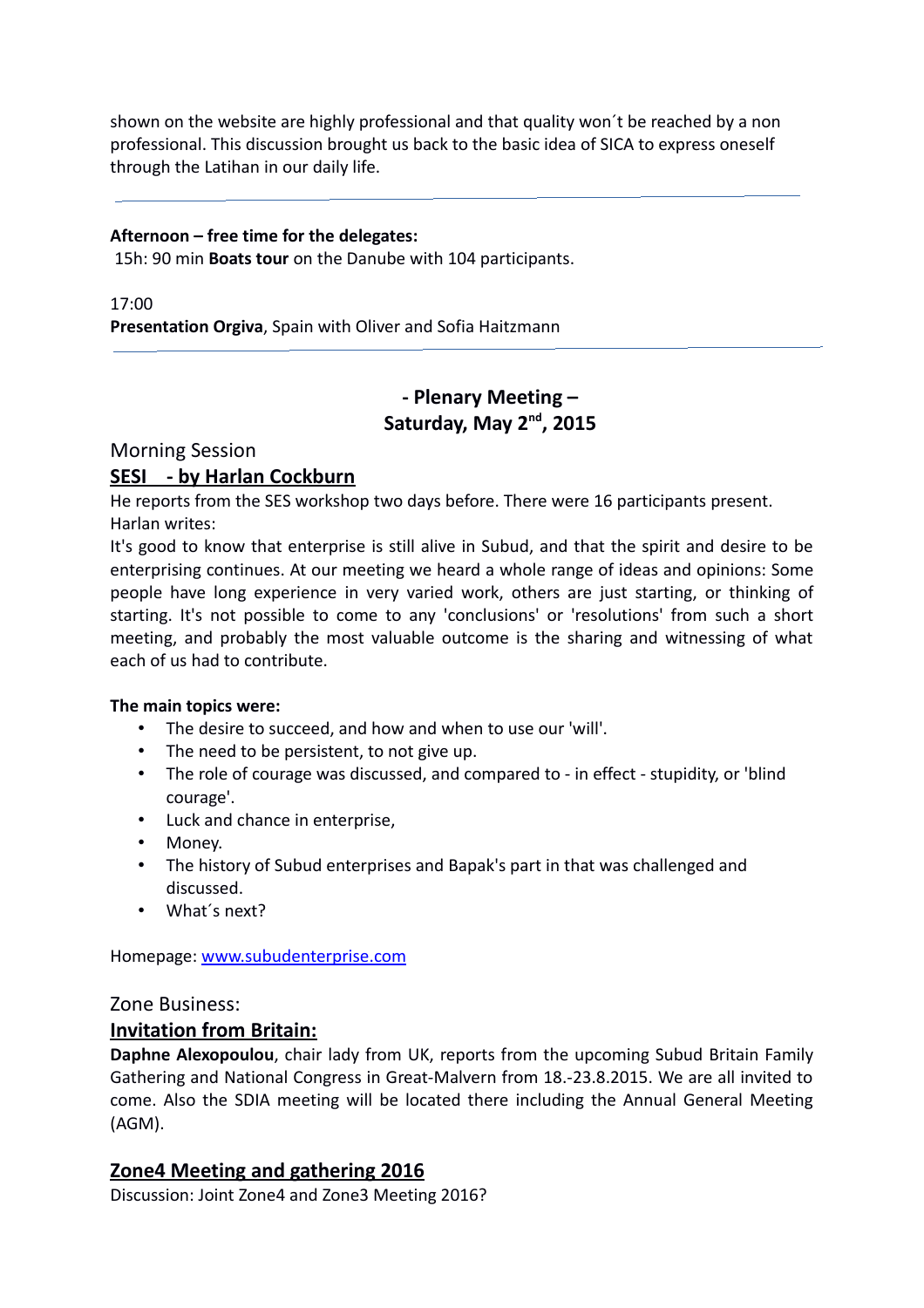shown on the website are highly professional and that quality won´t be reached by a non professional. This discussion brought us back to the basic idea of SICA to express oneself through the Latihan in our daily life.

---

**Afternoon – free time for the delegates:**
15h: 90 min **Boats tour** on the Danube with 104 participants.

17:00
**Presentation Orgiva**, Spain with Oliver and Sofia Haitzmann

---

## - Plenary Meeting –
## Saturday, May 2nd, 2015

Morning Session

### SESI - by Harlan Cockburn

He reports from the SES workshop two days before. There were 16 participants present.
Harlan writes:
It's good to know that enterprise is still alive in Subud, and that the spirit and desire to be enterprising continues. At our meeting we heard a whole range of ideas and opinions: Some people have long experience in very varied work, others are just starting, or thinking of starting. It's not possible to come to any 'conclusions' or 'resolutions' from such a short meeting, and probably the most valuable outcome is the sharing and witnessing of what each of us had to contribute.

**The main topics were:**

- The desire to succeed, and how and when to use our 'will'.
- The need to be persistent, to not give up.
- The role of courage was discussed, and compared to - in effect - stupidity, or 'blind courage'.
- Luck and chance in enterprise,
- Money.
- The history of Subud enterprises and Bapak's part in that was challenged and discussed.
- What´s next?

Homepage: www.subudenterprise.com

Zone Business:

### Invitation from Britain:

**Daphne Alexopoulou**, chair lady from UK, reports from the upcoming Subud Britain Family Gathering and National Congress in Great-Malvern from 18.-23.8.2015. We are all invited to come. Also the SDIA meeting will be located there including the Annual General Meeting (AGM).

### Zone4 Meeting and gathering 2016

Discussion: Joint Zone4 and Zone3 Meeting 2016?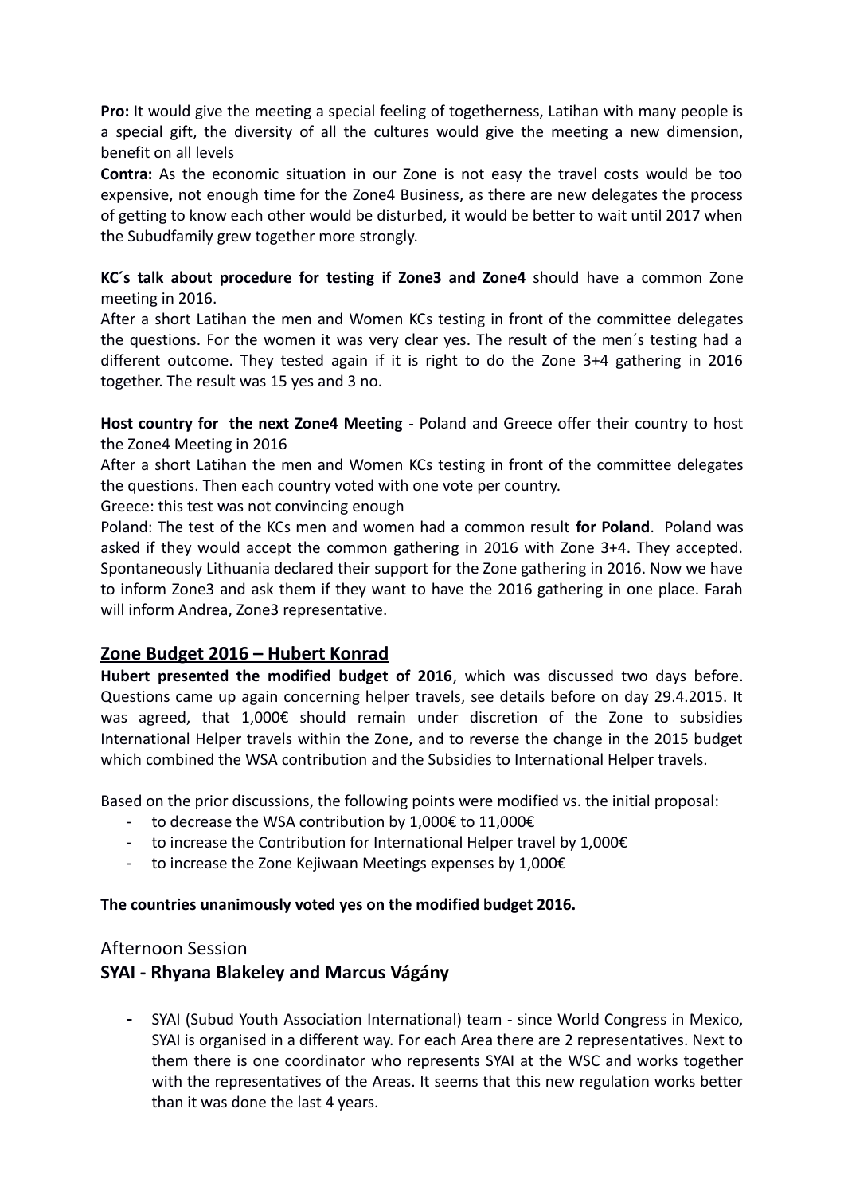**Pro:** It would give the meeting a special feeling of togetherness, Latihan with many people is a special gift, the diversity of all the cultures would give the meeting a new dimension, benefit on all levels

**Contra:** As the economic situation in our Zone is not easy the travel costs would be too expensive, not enough time for the Zone4 Business, as there are new delegates the process of getting to know each other would be disturbed, it would be better to wait until 2017 when the Subudfamily grew together more strongly.

**KC´s talk about procedure for testing if Zone3 and Zone4** should have a common Zone meeting in 2016.

After a short Latihan the men and Women KCs testing in front of the committee delegates the questions. For the women it was very clear yes. The result of the men´s testing had a different outcome. They tested again if it is right to do the Zone 3+4 gathering in 2016 together. The result was 15 yes and 3 no.

**Host country for the next Zone4 Meeting** - Poland and Greece offer their country to host the Zone4 Meeting in 2016

After a short Latihan the men and Women KCs testing in front of the committee delegates the questions. Then each country voted with one vote per country.

Greece: this test was not convincing enough

Poland: The test of the KCs men and women had a common result **for Poland**. Poland was asked if they would accept the common gathering in 2016 with Zone 3+4. They accepted. Spontaneously Lithuania declared their support for the Zone gathering in 2016. Now we have to inform Zone3 and ask them if they want to have the 2016 gathering in one place. Farah will inform Andrea, Zone3 representative.

## Zone Budget 2016 – Hubert Konrad

**Hubert presented the modified budget of 2016**, which was discussed two days before. Questions came up again concerning helper travels, see details before on day 29.4.2015. It was agreed, that 1,000€ should remain under discretion of the Zone to subsidies International Helper travels within the Zone, and to reverse the change in the 2015 budget which combined the WSA contribution and the Subsidies to International Helper travels.

Based on the prior discussions, the following points were modified vs. the initial proposal:

- to decrease the WSA contribution by 1,000€ to 11,000€
- to increase the Contribution for International Helper travel by 1,000€
- to increase the Zone Kejiwaan Meetings expenses by 1,000€

**The countries unanimously voted yes on the modified budget 2016.**

### Afternoon Session

## SYAI - Rhyana Blakeley and Marcus Vágány

- SYAI (Subud Youth Association International) team - since World Congress in Mexico, SYAI is organised in a different way. For each Area there are 2 representatives. Next to them there is one coordinator who represents SYAI at the WSC and works together with the representatives of the Areas. It seems that this new regulation works better than it was done the last 4 years.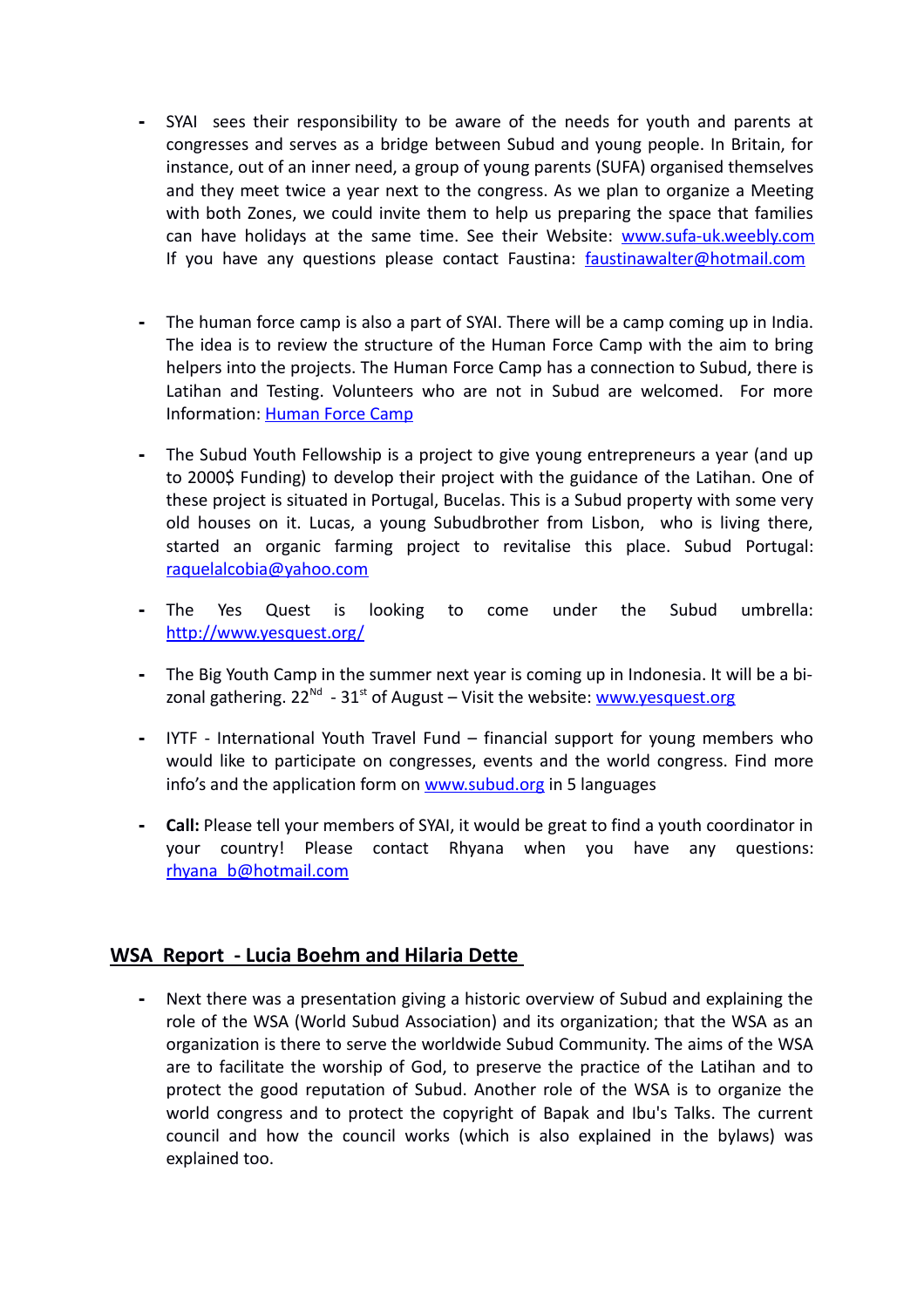- SYAI sees their responsibility to be aware of the needs for youth and parents at congresses and serves as a bridge between Subud and young people. In Britain, for instance, out of an inner need, a group of young parents (SUFA) organised themselves and they meet twice a year next to the congress. As we plan to organize a Meeting with both Zones, we could invite them to help us preparing the space that families can have holidays at the same time. See their Website: www.sufa-uk.weebly.com If you have any questions please contact Faustina: faustinawalter@hotmail.com

- The human force camp is also a part of SYAI. There will be a camp coming up in India. The idea is to review the structure of the Human Force Camp with the aim to bring helpers into the projects. The Human Force Camp has a connection to Subud, there is Latihan and Testing. Volunteers who are not in Subud are welcomed. For more Information: Human Force Camp

- The Subud Youth Fellowship is a project to give young entrepreneurs a year (and up to 2000$ Funding) to develop their project with the guidance of the Latihan. One of these project is situated in Portugal, Bucelas. This is a Subud property with some very old houses on it. Lucas, a young Subudbrother from Lisbon, who is living there, started an organic farming project to revitalise this place. Subud Portugal: raquelalcobia@yahoo.com

- The Yes Quest is looking to come under the Subud umbrella: http://www.yesquest.org/

- The Big Youth Camp in the summer next year is coming up in Indonesia. It will be a bi-zonal gathering. 22[Nd] - 31[st] of August – Visit the website: www.yesquest.org

- IYTF - International Youth Travel Fund – financial support for young members who would like to participate on congresses, events and the world congress. Find more info's and the application form on www.subud.org in 5 languages

- **Call:** Please tell your members of SYAI, it would be great to find a youth coordinator in your country! Please contact Rhyana when you have any questions: rhyana_b@hotmail.com

## WSA Report - Lucia Boehm and Hilaria Dette

- Next there was a presentation giving a historic overview of Subud and explaining the role of the WSA (World Subud Association) and its organization; that the WSA as an organization is there to serve the worldwide Subud Community. The aims of the WSA are to facilitate the worship of God, to preserve the practice of the Latihan and to protect the good reputation of Subud. Another role of the WSA is to organize the world congress and to protect the copyright of Bapak and Ibu's Talks. The current council and how the council works (which is also explained in the bylaws) was explained too.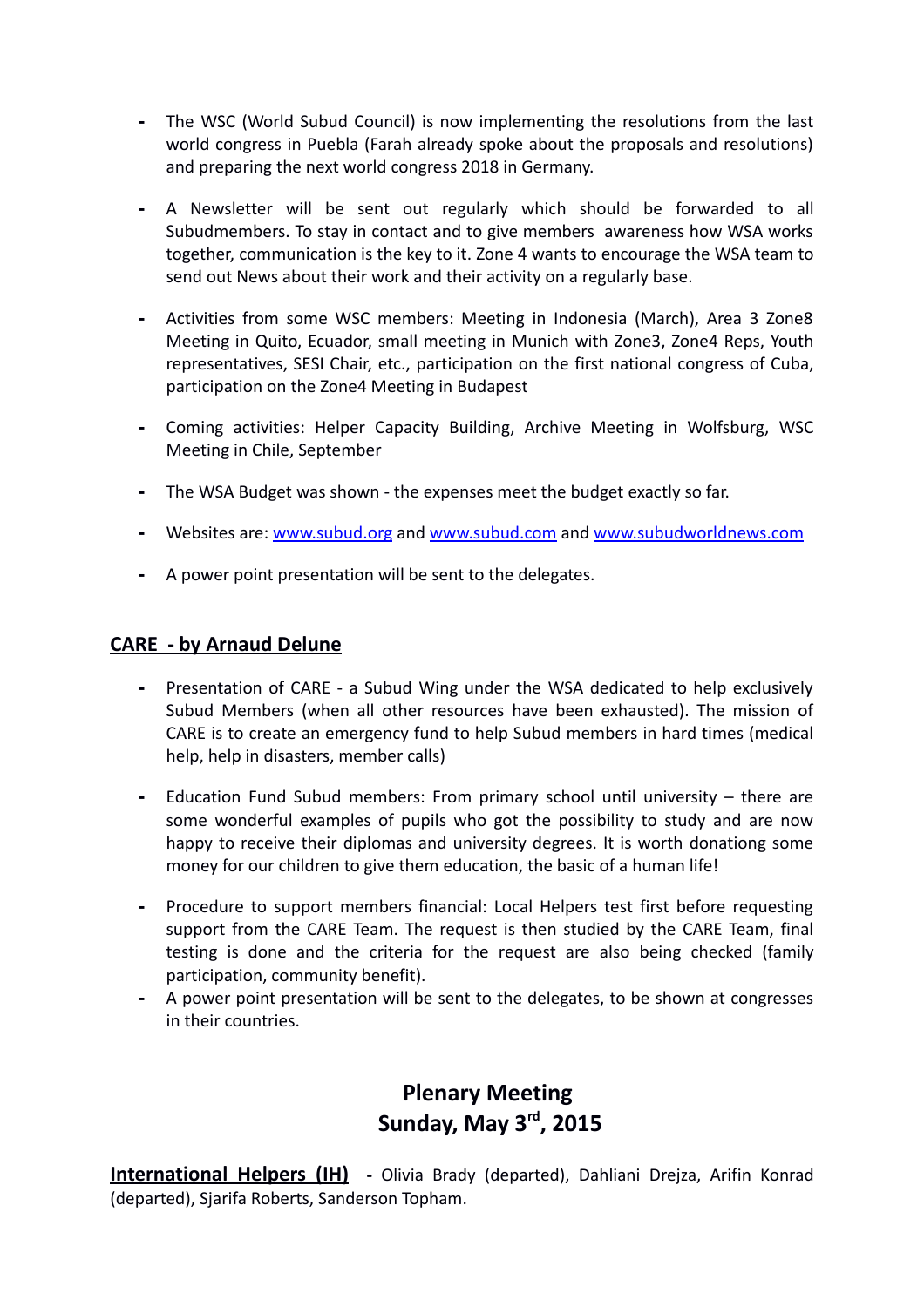- The WSC (World Subud Council) is now implementing the resolutions from the last world congress in Puebla (Farah already spoke about the proposals and resolutions) and preparing the next world congress 2018 in Germany.

- A Newsletter will be sent out regularly which should be forwarded to all Subudmembers. To stay in contact and to give members awareness how WSA works together, communication is the key to it. Zone 4 wants to encourage the WSA team to send out News about their work and their activity on a regularly base.

- Activities from some WSC members: Meeting in Indonesia (March), Area 3 Zone8 Meeting in Quito, Ecuador, small meeting in Munich with Zone3, Zone4 Reps, Youth representatives, SESI Chair, etc., participation on the first national congress of Cuba, participation on the Zone4 Meeting in Budapest

- Coming activities: Helper Capacity Building, Archive Meeting in Wolfsburg, WSC Meeting in Chile, September

- The WSA Budget was shown - the expenses meet the budget exactly so far.

- Websites are: www.subud.org and www.subud.com and www.subudworldnews.com

- A power point presentation will be sent to the delegates.

## CARE - by Arnaud Delune

- Presentation of CARE - a Subud Wing under the WSA dedicated to help exclusively Subud Members (when all other resources have been exhausted). The mission of CARE is to create an emergency fund to help Subud members in hard times (medical help, help in disasters, member calls)

- Education Fund Subud members: From primary school until university – there are some wonderful examples of pupils who got the possibility to study and are now happy to receive their diplomas and university degrees. It is worth donationg some money for our children to give them education, the basic of a human life!

- Procedure to support members financial: Local Helpers test first before requesting support from the CARE Team. The request is then studied by the CARE Team, final testing is done and the criteria for the request are also being checked (family participation, community benefit).
- A power point presentation will be sent to the delegates, to be shown at congresses in their countries.

# Plenary Meeting
# Sunday, May 3rd, 2015

**International Helpers (IH)** - Olivia Brady (departed), Dahliani Drejza, Arifin Konrad (departed), Sjarifa Roberts, Sanderson Topham.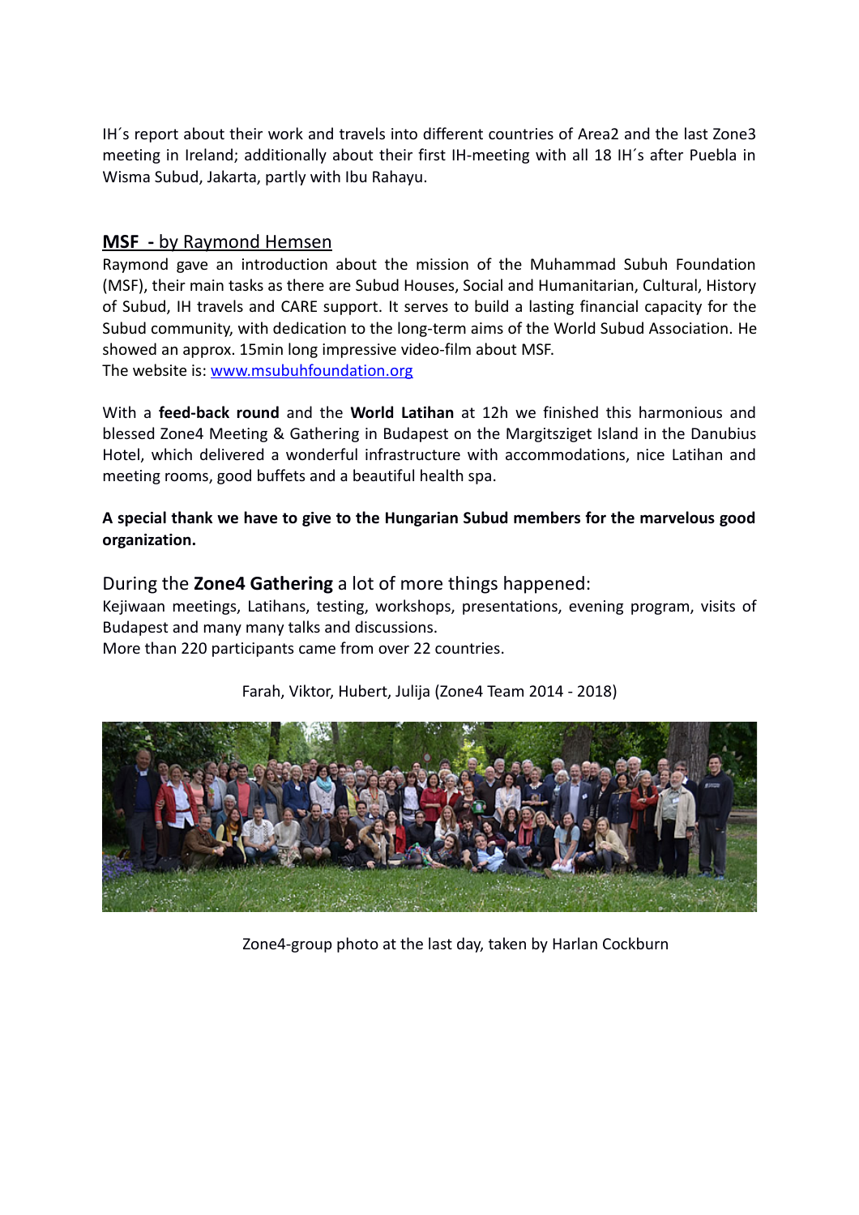IH´s report about their work and travels into different countries of Area2 and the last Zone3 meeting in Ireland; additionally about their first IH-meeting with all 18 IH´s after Puebla in Wisma Subud, Jakarta, partly with Ibu Rahayu.

## **MSF -** by Raymond Hemsen

Raymond gave an introduction about the mission of the Muhammad Subuh Foundation (MSF), their main tasks as there are Subud Houses, Social and Humanitarian, Cultural, History of Subud, IH travels and CARE support. It serves to build a lasting financial capacity for the Subud community, with dedication to the long-term aims of the World Subud Association. He showed an approx. 15min long impressive video-film about MSF.
The website is: www.msubuhfoundation.org

With a **feed-back round** and the **World Latihan** at 12h we finished this harmonious and blessed Zone4 Meeting & Gathering in Budapest on the Margitsziget Island in the Danubius Hotel, which delivered a wonderful infrastructure with accommodations, nice Latihan and meeting rooms, good buffets and a beautiful health spa.

**A special thank we have to give to the Hungarian Subud members for the marvelous good organization.**

During the **Zone4 Gathering** a lot of more things happened:
Kejiwaan meetings, Latihans, testing, workshops, presentations, evening program, visits of Budapest and many many talks and discussions.
More than 220 participants came from over 22 countries.

Farah, Viktor, Hubert, Julija (Zone4 Team 2014 - 2018)

Zone4-group photo at the last day, taken by Harlan Cockburn